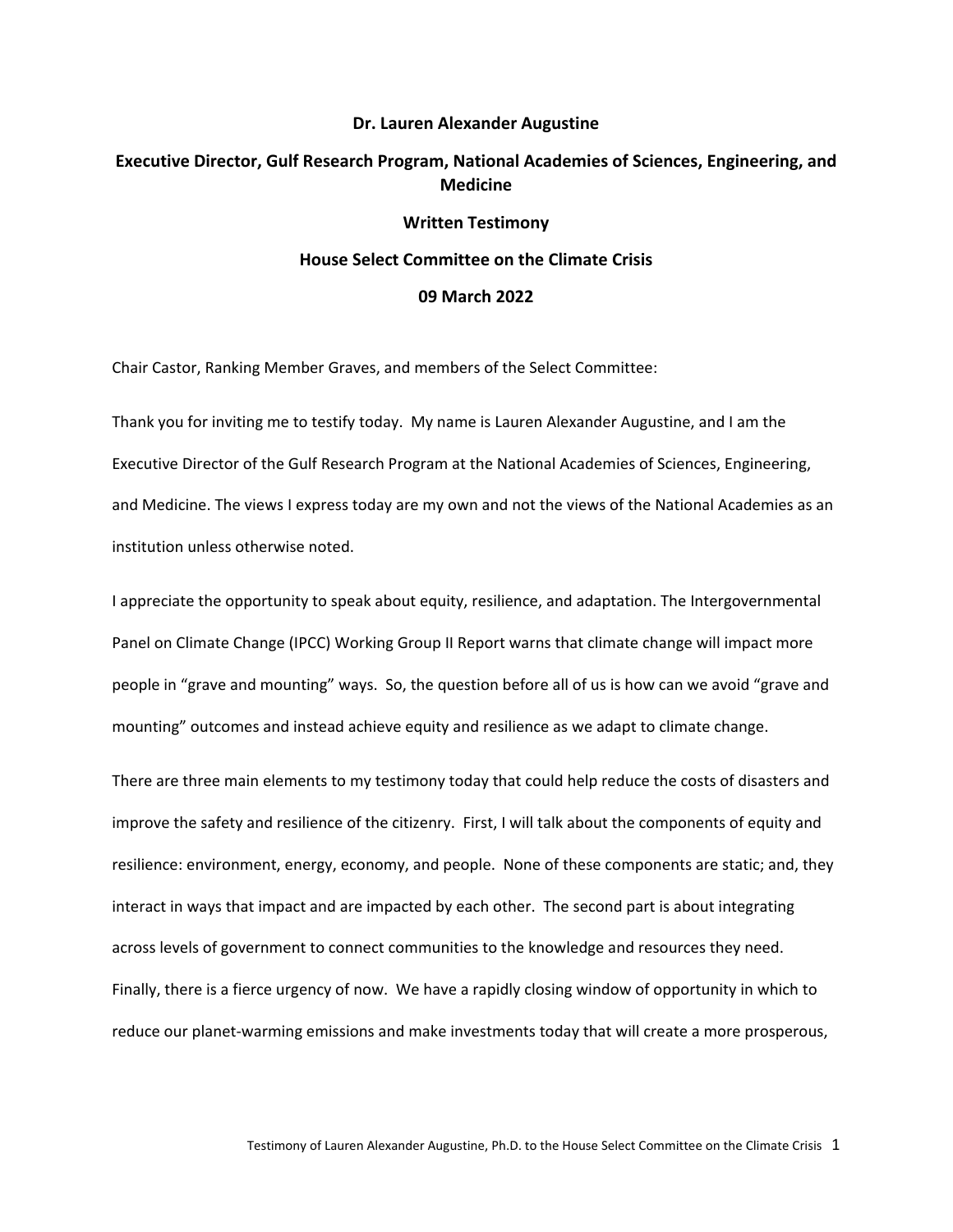**Dr. Lauren Alexander Augustine**

**Executive Director, Gulf Research Program, National Academies of Sciences, Engineering, and Medicine**

**Written Testimony**

**House Select Committee on the Climate Crisis**

**09 March 2022**

Chair Castor, Ranking Member Graves, and members of the Select Committee:

Thank you for inviting me to testify today. My name is Lauren Alexander Augustine, and I am the Executive Director of the Gulf Research Program at the National Academies of Sciences, Engineering, and Medicine. The views I express today are my own and not the views of the National Academies as an institution unless otherwise noted.

I appreciate the opportunity to speak about equity, resilience, and adaptation. The Intergovernmental Panel on Climate Change (IPCC) Working Group II Report warns that climate change will impact more people in "grave and mounting" ways. So, the question before all of us is how can we avoid "grave and mounting" outcomes and instead achieve equity and resilience as we adapt to climate change.

There are three main elements to my testimony today that could help reduce the costs of disasters and improve the safety and resilience of the citizenry. First, I will talk about the components of equity and resilience: environment, energy, economy, and people. None of these components are static; and, they interact in ways that impact and are impacted by each other. The second part is about integrating across levels of government to connect communities to the knowledge and resources they need. Finally, there is a fierce urgency of now. We have a rapidly closing window of opportunity in which to reduce our planet-warming emissions and make investments today that will create a more prosperous,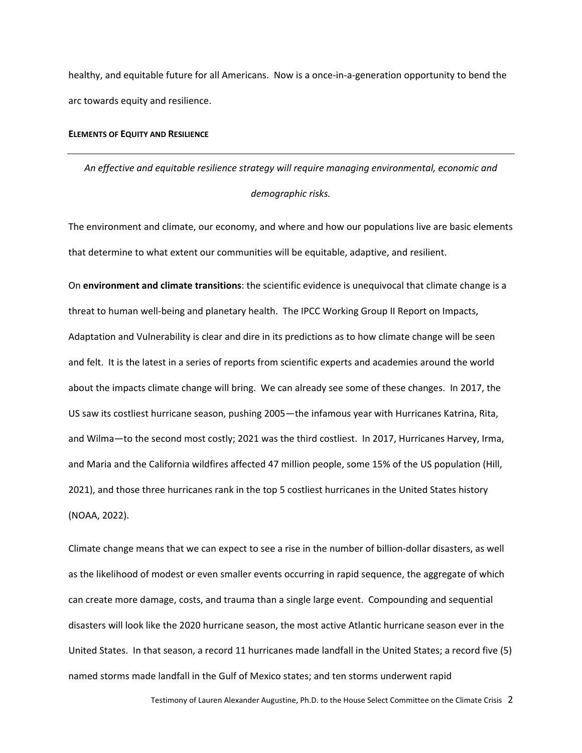healthy, and equitable future for all Americans. Now is a once-in-a-generation opportunity to bend the arc towards equity and resilience.

## ELEMENTS OF EQUITY AND RESILIENCE

---

*An effective and equitable resilience strategy will require managing environmental, economic and demographic risks.*

The environment and climate, our economy, and where and how our populations live are basic elements that determine to what extent our communities will be equitable, adaptive, and resilient.

On **environment and climate transitions**: the scientific evidence is unequivocal that climate change is a threat to human well-being and planetary health. The IPCC Working Group II Report on Impacts, Adaptation and Vulnerability is clear and dire in its predictions as to how climate change will be seen and felt. It is the latest in a series of reports from scientific experts and academies around the world about the impacts climate change will bring. We can already see some of these changes. In 2017, the US saw its costliest hurricane season, pushing 2005—the infamous year with Hurricanes Katrina, Rita, and Wilma—to the second most costly; 2021 was the third costliest. In 2017, Hurricanes Harvey, Irma, and Maria and the California wildfires affected 47 million people, some 15% of the US population (Hill, 2021), and those three hurricanes rank in the top 5 costliest hurricanes in the United States history (NOAA, 2022).

Climate change means that we can expect to see a rise in the number of billion-dollar disasters, as well as the likelihood of modest or even smaller events occurring in rapid sequence, the aggregate of which can create more damage, costs, and trauma than a single large event. Compounding and sequential disasters will look like the 2020 hurricane season, the most active Atlantic hurricane season ever in the United States. In that season, a record 11 hurricanes made landfall in the United States; a record five (5) named storms made landfall in the Gulf of Mexico states; and ten storms underwent rapid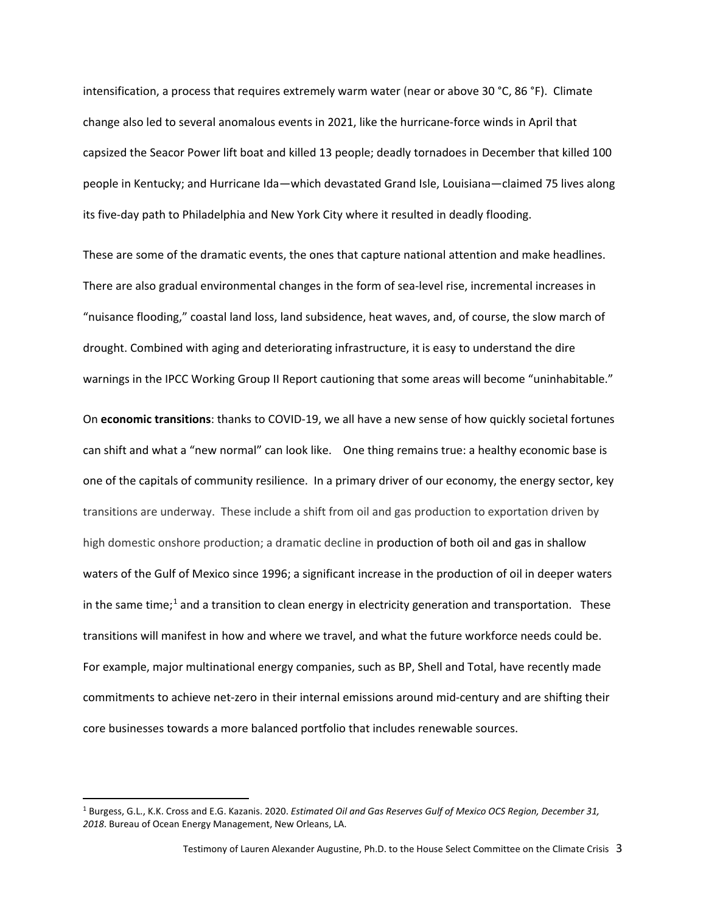intensification, a process that requires extremely warm water (near or above 30 °C, 86 °F). Climate change also led to several anomalous events in 2021, like the hurricane-force winds in April that capsized the Seacor Power lift boat and killed 13 people; deadly tornadoes in December that killed 100 people in Kentucky; and Hurricane Ida—which devastated Grand Isle, Louisiana—claimed 75 lives along its five-day path to Philadelphia and New York City where it resulted in deadly flooding.

These are some of the dramatic events, the ones that capture national attention and make headlines. There are also gradual environmental changes in the form of sea-level rise, incremental increases in "nuisance flooding," coastal land loss, land subsidence, heat waves, and, of course, the slow march of drought. Combined with aging and deteriorating infrastructure, it is easy to understand the dire warnings in the IPCC Working Group II Report cautioning that some areas will become "uninhabitable."

On **economic transitions**: thanks to COVID-19, we all have a new sense of how quickly societal fortunes can shift and what a "new normal" can look like. One thing remains true: a healthy economic base is one of the capitals of community resilience. In a primary driver of our economy, the energy sector, key transitions are underway. These include a shift from oil and gas production to exportation driven by high domestic onshore production; a dramatic decline in production of both oil and gas in shallow waters of the Gulf of Mexico since 1996; a significant increase in the production of oil in deeper waters in the same time;[1] and a transition to clean energy in electricity generation and transportation. These transitions will manifest in how and where we travel, and what the future workforce needs could be. For example, major multinational energy companies, such as BP, Shell and Total, have recently made commitments to achieve net-zero in their internal emissions around mid-century and are shifting their core businesses towards a more balanced portfolio that includes renewable sources.

---

[1] Burgess, G.L., K.K. Cross and E.G. Kazanis. 2020. *Estimated Oil and Gas Reserves Gulf of Mexico OCS Region, December 31, 2018*. Bureau of Ocean Energy Management, New Orleans, LA.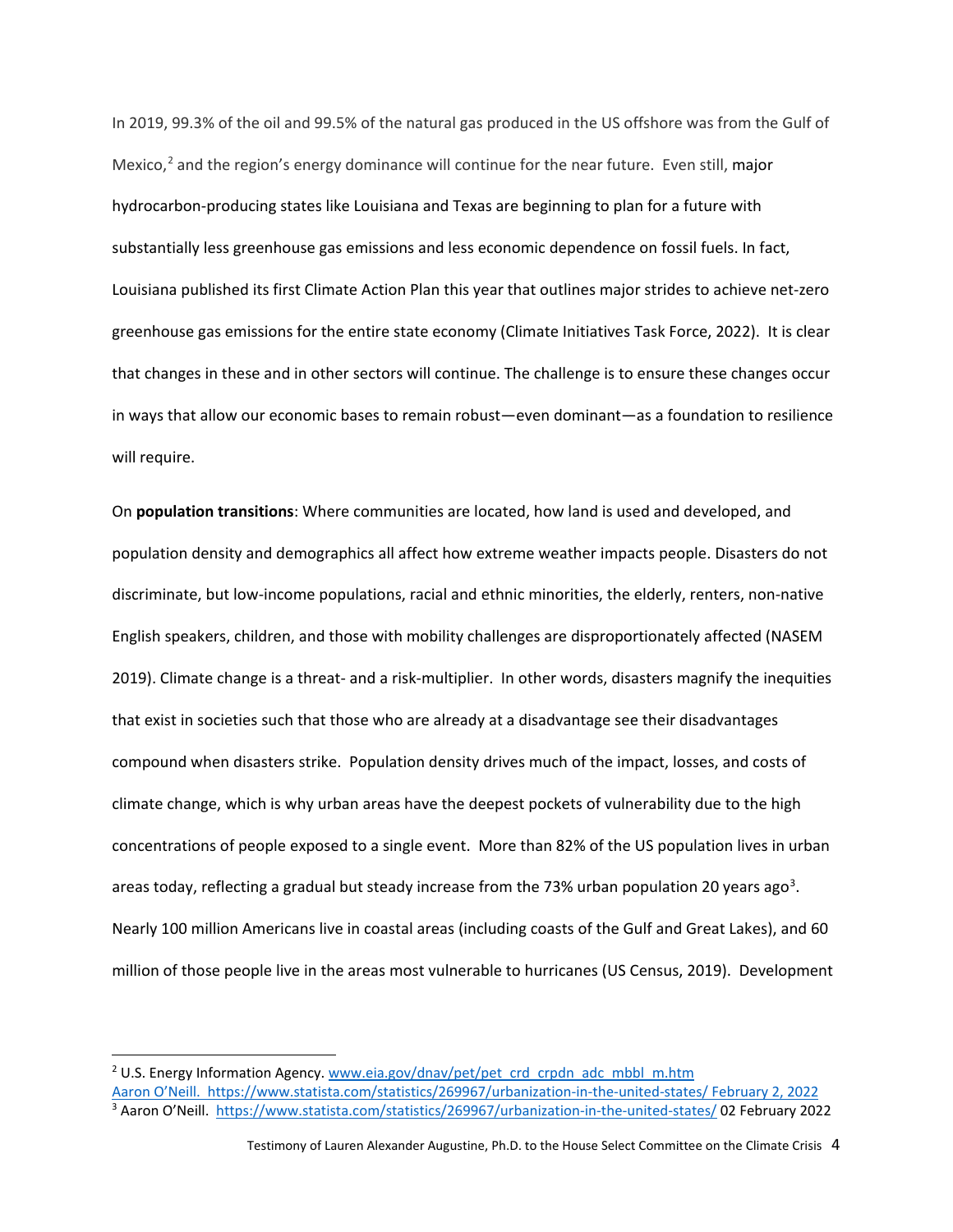In 2019, 99.3% of the oil and 99.5% of the natural gas produced in the US offshore was from the Gulf of Mexico,[2] and the region's energy dominance will continue for the near future. Even still, major hydrocarbon-producing states like Louisiana and Texas are beginning to plan for a future with substantially less greenhouse gas emissions and less economic dependence on fossil fuels. In fact, Louisiana published its first Climate Action Plan this year that outlines major strides to achieve net-zero greenhouse gas emissions for the entire state economy (Climate Initiatives Task Force, 2022). It is clear that changes in these and in other sectors will continue. The challenge is to ensure these changes occur in ways that allow our economic bases to remain robust—even dominant—as a foundation to resilience will require.

On **population transitions**: Where communities are located, how land is used and developed, and population density and demographics all affect how extreme weather impacts people. Disasters do not discriminate, but low-income populations, racial and ethnic minorities, the elderly, renters, non-native English speakers, children, and those with mobility challenges are disproportionately affected (NASEM 2019). Climate change is a threat- and a risk-multiplier. In other words, disasters magnify the inequities that exist in societies such that those who are already at a disadvantage see their disadvantages compound when disasters strike. Population density drives much of the impact, losses, and costs of climate change, which is why urban areas have the deepest pockets of vulnerability due to the high concentrations of people exposed to a single event. More than 82% of the US population lives in urban areas today, reflecting a gradual but steady increase from the 73% urban population 20 years ago[3]. Nearly 100 million Americans live in coastal areas (including coasts of the Gulf and Great Lakes), and 60 million of those people live in the areas most vulnerable to hurricanes (US Census, 2019). Development

---

[2] U.S. Energy Information Agency. www.eia.gov/dnav/pet/pet_crd_crpdn_adc_mbbl_m.htm
Aaron O'Neill. https://www.statista.com/statistics/269967/urbanization-in-the-united-states/ February 2, 2022

[3] Aaron O'Neill. https://www.statista.com/statistics/269967/urbanization-in-the-united-states/ 02 February 2022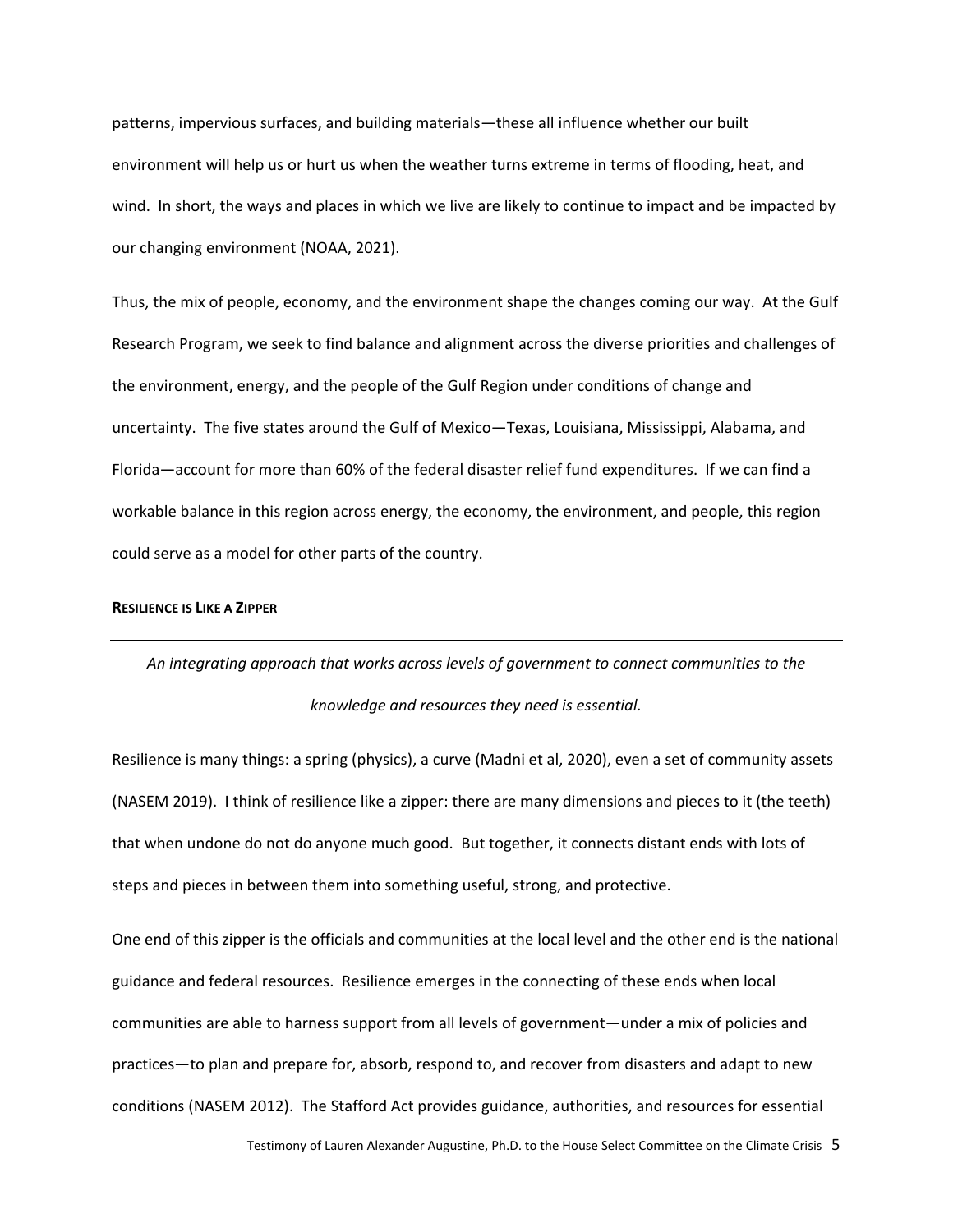patterns, impervious surfaces, and building materials—these all influence whether our built environment will help us or hurt us when the weather turns extreme in terms of flooding, heat, and wind. In short, the ways and places in which we live are likely to continue to impact and be impacted by our changing environment (NOAA, 2021).

Thus, the mix of people, economy, and the environment shape the changes coming our way. At the Gulf Research Program, we seek to find balance and alignment across the diverse priorities and challenges of the environment, energy, and the people of the Gulf Region under conditions of change and uncertainty. The five states around the Gulf of Mexico—Texas, Louisiana, Mississippi, Alabama, and Florida—account for more than 60% of the federal disaster relief fund expenditures. If we can find a workable balance in this region across energy, the economy, the environment, and people, this region could serve as a model for other parts of the country.

## RESILIENCE IS LIKE A ZIPPER

---

*An integrating approach that works across levels of government to connect communities to the knowledge and resources they need is essential.*

Resilience is many things: a spring (physics), a curve (Madni et al, 2020), even a set of community assets (NASEM 2019). I think of resilience like a zipper: there are many dimensions and pieces to it (the teeth) that when undone do not do anyone much good. But together, it connects distant ends with lots of steps and pieces in between them into something useful, strong, and protective.

One end of this zipper is the officials and communities at the local level and the other end is the national guidance and federal resources. Resilience emerges in the connecting of these ends when local communities are able to harness support from all levels of government—under a mix of policies and practices—to plan and prepare for, absorb, respond to, and recover from disasters and adapt to new conditions (NASEM 2012). The Stafford Act provides guidance, authorities, and resources for essential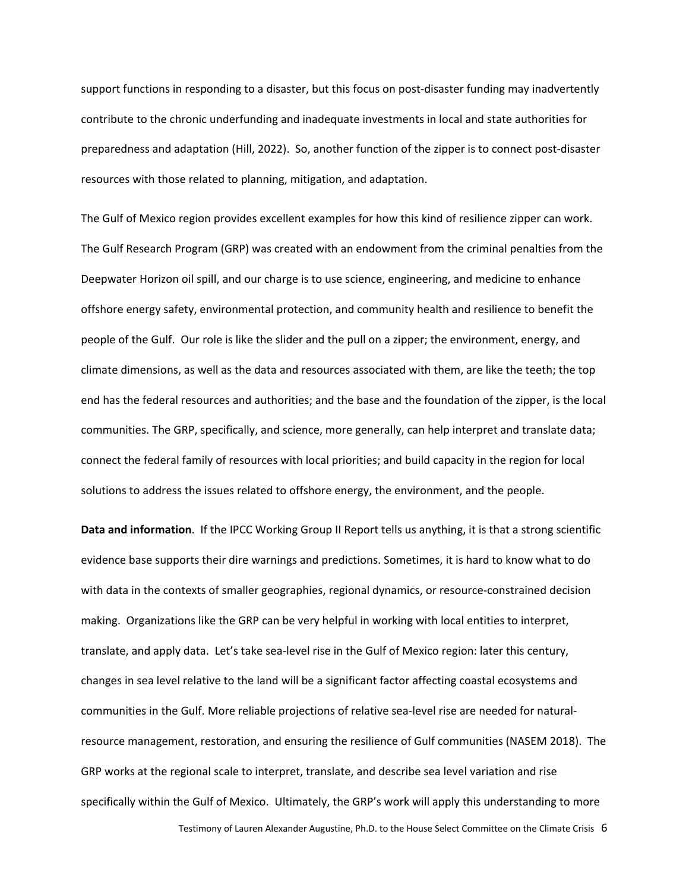support functions in responding to a disaster, but this focus on post-disaster funding may inadvertently contribute to the chronic underfunding and inadequate investments in local and state authorities for preparedness and adaptation (Hill, 2022). So, another function of the zipper is to connect post-disaster resources with those related to planning, mitigation, and adaptation.

The Gulf of Mexico region provides excellent examples for how this kind of resilience zipper can work. The Gulf Research Program (GRP) was created with an endowment from the criminal penalties from the Deepwater Horizon oil spill, and our charge is to use science, engineering, and medicine to enhance offshore energy safety, environmental protection, and community health and resilience to benefit the people of the Gulf. Our role is like the slider and the pull on a zipper; the environment, energy, and climate dimensions, as well as the data and resources associated with them, are like the teeth; the top end has the federal resources and authorities; and the base and the foundation of the zipper, is the local communities. The GRP, specifically, and science, more generally, can help interpret and translate data; connect the federal family of resources with local priorities; and build capacity in the region for local solutions to address the issues related to offshore energy, the environment, and the people.

**Data and information**. If the IPCC Working Group II Report tells us anything, it is that a strong scientific evidence base supports their dire warnings and predictions. Sometimes, it is hard to know what to do with data in the contexts of smaller geographies, regional dynamics, or resource-constrained decision making. Organizations like the GRP can be very helpful in working with local entities to interpret, translate, and apply data. Let's take sea-level rise in the Gulf of Mexico region: later this century, changes in sea level relative to the land will be a significant factor affecting coastal ecosystems and communities in the Gulf. More reliable projections of relative sea-level rise are needed for natural-resource management, restoration, and ensuring the resilience of Gulf communities (NASEM 2018). The GRP works at the regional scale to interpret, translate, and describe sea level variation and rise specifically within the Gulf of Mexico. Ultimately, the GRP's work will apply this understanding to more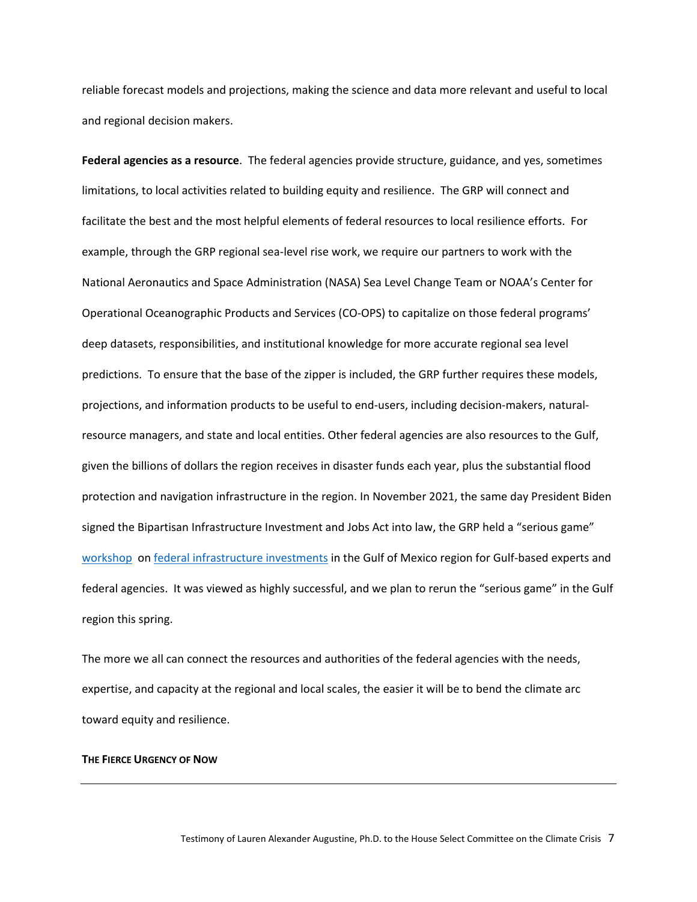reliable forecast models and projections, making the science and data more relevant and useful to local and regional decision makers.

**Federal agencies as a resource**. The federal agencies provide structure, guidance, and yes, sometimes limitations, to local activities related to building equity and resilience. The GRP will connect and facilitate the best and the most helpful elements of federal resources to local resilience efforts. For example, through the GRP regional sea-level rise work, we require our partners to work with the National Aeronautics and Space Administration (NASA) Sea Level Change Team or NOAA's Center for Operational Oceanographic Products and Services (CO-OPS) to capitalize on those federal programs' deep datasets, responsibilities, and institutional knowledge for more accurate regional sea level predictions. To ensure that the base of the zipper is included, the GRP further requires these models, projections, and information products to be useful to end-users, including decision-makers, natural-resource managers, and state and local entities. Other federal agencies are also resources to the Gulf, given the billions of dollars the region receives in disaster funds each year, plus the substantial flood protection and navigation infrastructure in the region. In November 2021, the same day President Biden signed the Bipartisan Infrastructure Investment and Jobs Act into law, the GRP held a "serious game" workshop on federal infrastructure investments in the Gulf of Mexico region for Gulf-based experts and federal agencies. It was viewed as highly successful, and we plan to rerun the "serious game" in the Gulf region this spring.

The more we all can connect the resources and authorities of the federal agencies with the needs, expertise, and capacity at the regional and local scales, the easier it will be to bend the climate arc toward equity and resilience.

## THE FIERCE URGENCY OF NOW

---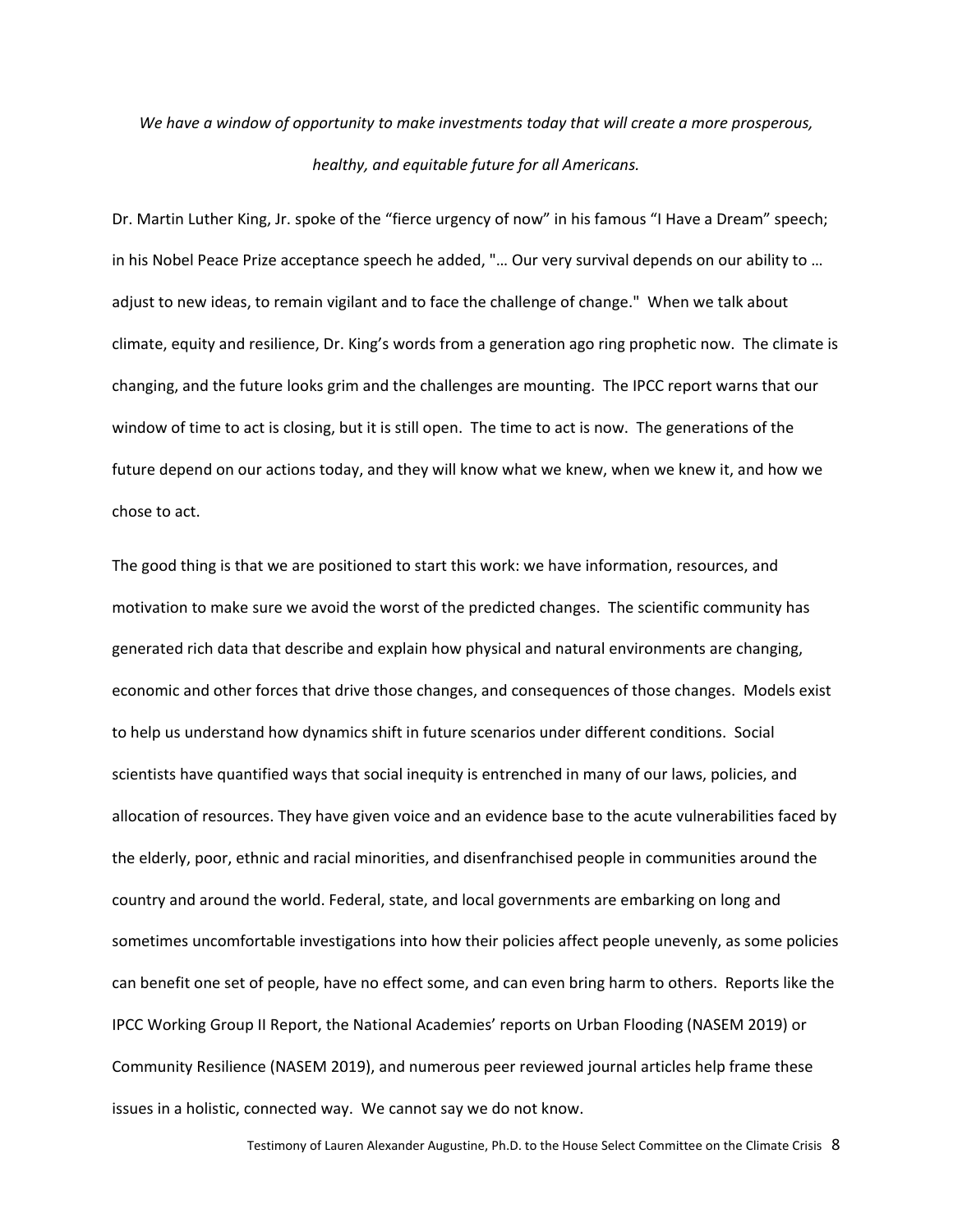*We have a window of opportunity to make investments today that will create a more prosperous, healthy, and equitable future for all Americans.*

Dr. Martin Luther King, Jr. spoke of the "fierce urgency of now" in his famous "I Have a Dream" speech; in his Nobel Peace Prize acceptance speech he added, "… Our very survival depends on our ability to … adjust to new ideas, to remain vigilant and to face the challenge of change." When we talk about climate, equity and resilience, Dr. King's words from a generation ago ring prophetic now. The climate is changing, and the future looks grim and the challenges are mounting. The IPCC report warns that our window of time to act is closing, but it is still open. The time to act is now. The generations of the future depend on our actions today, and they will know what we knew, when we knew it, and how we chose to act.

The good thing is that we are positioned to start this work: we have information, resources, and motivation to make sure we avoid the worst of the predicted changes. The scientific community has generated rich data that describe and explain how physical and natural environments are changing, economic and other forces that drive those changes, and consequences of those changes. Models exist to help us understand how dynamics shift in future scenarios under different conditions. Social scientists have quantified ways that social inequity is entrenched in many of our laws, policies, and allocation of resources. They have given voice and an evidence base to the acute vulnerabilities faced by the elderly, poor, ethnic and racial minorities, and disenfranchised people in communities around the country and around the world. Federal, state, and local governments are embarking on long and sometimes uncomfortable investigations into how their policies affect people unevenly, as some policies can benefit one set of people, have no effect some, and can even bring harm to others. Reports like the IPCC Working Group II Report, the National Academies' reports on Urban Flooding (NASEM 2019) or Community Resilience (NASEM 2019), and numerous peer reviewed journal articles help frame these issues in a holistic, connected way. We cannot say we do not know.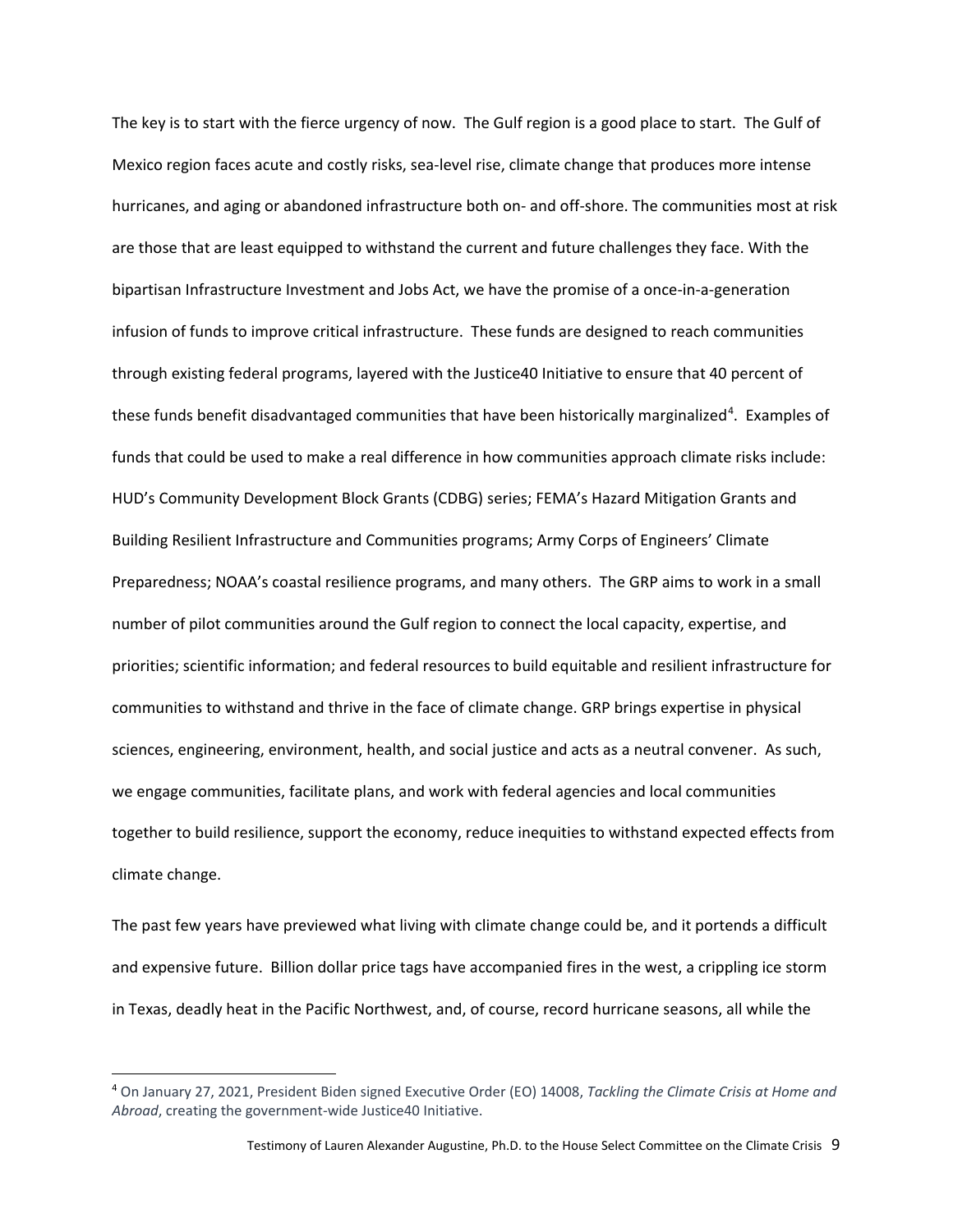The key is to start with the fierce urgency of now. The Gulf region is a good place to start. The Gulf of Mexico region faces acute and costly risks, sea-level rise, climate change that produces more intense hurricanes, and aging or abandoned infrastructure both on- and off-shore. The communities most at risk are those that are least equipped to withstand the current and future challenges they face. With the bipartisan Infrastructure Investment and Jobs Act, we have the promise of a once-in-a-generation infusion of funds to improve critical infrastructure. These funds are designed to reach communities through existing federal programs, layered with the Justice40 Initiative to ensure that 40 percent of these funds benefit disadvantaged communities that have been historically marginalized[4]. Examples of funds that could be used to make a real difference in how communities approach climate risks include: HUD's Community Development Block Grants (CDBG) series; FEMA's Hazard Mitigation Grants and Building Resilient Infrastructure and Communities programs; Army Corps of Engineers' Climate Preparedness; NOAA's coastal resilience programs, and many others. The GRP aims to work in a small number of pilot communities around the Gulf region to connect the local capacity, expertise, and priorities; scientific information; and federal resources to build equitable and resilient infrastructure for communities to withstand and thrive in the face of climate change. GRP brings expertise in physical sciences, engineering, environment, health, and social justice and acts as a neutral convener. As such, we engage communities, facilitate plans, and work with federal agencies and local communities together to build resilience, support the economy, reduce inequities to withstand expected effects from climate change.

The past few years have previewed what living with climate change could be, and it portends a difficult and expensive future. Billion dollar price tags have accompanied fires in the west, a crippling ice storm in Texas, deadly heat in the Pacific Northwest, and, of course, record hurricane seasons, all while the

[4] On January 27, 2021, President Biden signed Executive Order (EO) 14008, *Tackling the Climate Crisis at Home and Abroad*, creating the government-wide Justice40 Initiative.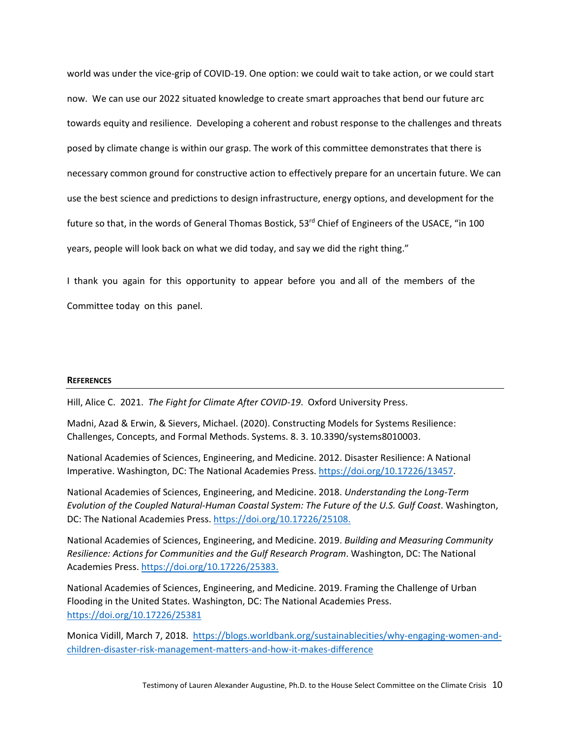world was under the vice-grip of COVID-19. One option: we could wait to take action, or we could start now. We can use our 2022 situated knowledge to create smart approaches that bend our future arc towards equity and resilience. Developing a coherent and robust response to the challenges and threats posed by climate change is within our grasp. The work of this committee demonstrates that there is necessary common ground for constructive action to effectively prepare for an uncertain future. We can use the best science and predictions to design infrastructure, energy options, and development for the future so that, in the words of General Thomas Bostick, 53rd Chief of Engineers of the USACE, "in 100 years, people will look back on what we did today, and say we did the right thing."

I thank you again for this opportunity to appear before you and all of the members of the Committee today on this panel.

## REFERENCES

Hill, Alice C. 2021. *The Fight for Climate After COVID-19*. Oxford University Press.

Madni, Azad & Erwin, & Sievers, Michael. (2020). Constructing Models for Systems Resilience: Challenges, Concepts, and Formal Methods. Systems. 8. 3. 10.3390/systems8010003.

National Academies of Sciences, Engineering, and Medicine. 2012. Disaster Resilience: A National Imperative. Washington, DC: The National Academies Press. https://doi.org/10.17226/13457.

National Academies of Sciences, Engineering, and Medicine. 2018. *Understanding the Long-Term Evolution of the Coupled Natural-Human Coastal System: The Future of the U.S. Gulf Coast*. Washington, DC: The National Academies Press. https://doi.org/10.17226/25108.

National Academies of Sciences, Engineering, and Medicine. 2019. *Building and Measuring Community Resilience: Actions for Communities and the Gulf Research Program*. Washington, DC: The National Academies Press. https://doi.org/10.17226/25383.

National Academies of Sciences, Engineering, and Medicine. 2019. Framing the Challenge of Urban Flooding in the United States. Washington, DC: The National Academies Press. https://doi.org/10.17226/25381

Monica Vidill, March 7, 2018. https://blogs.worldbank.org/sustainablecities/why-engaging-women-and-children-disaster-risk-management-matters-and-how-it-makes-difference